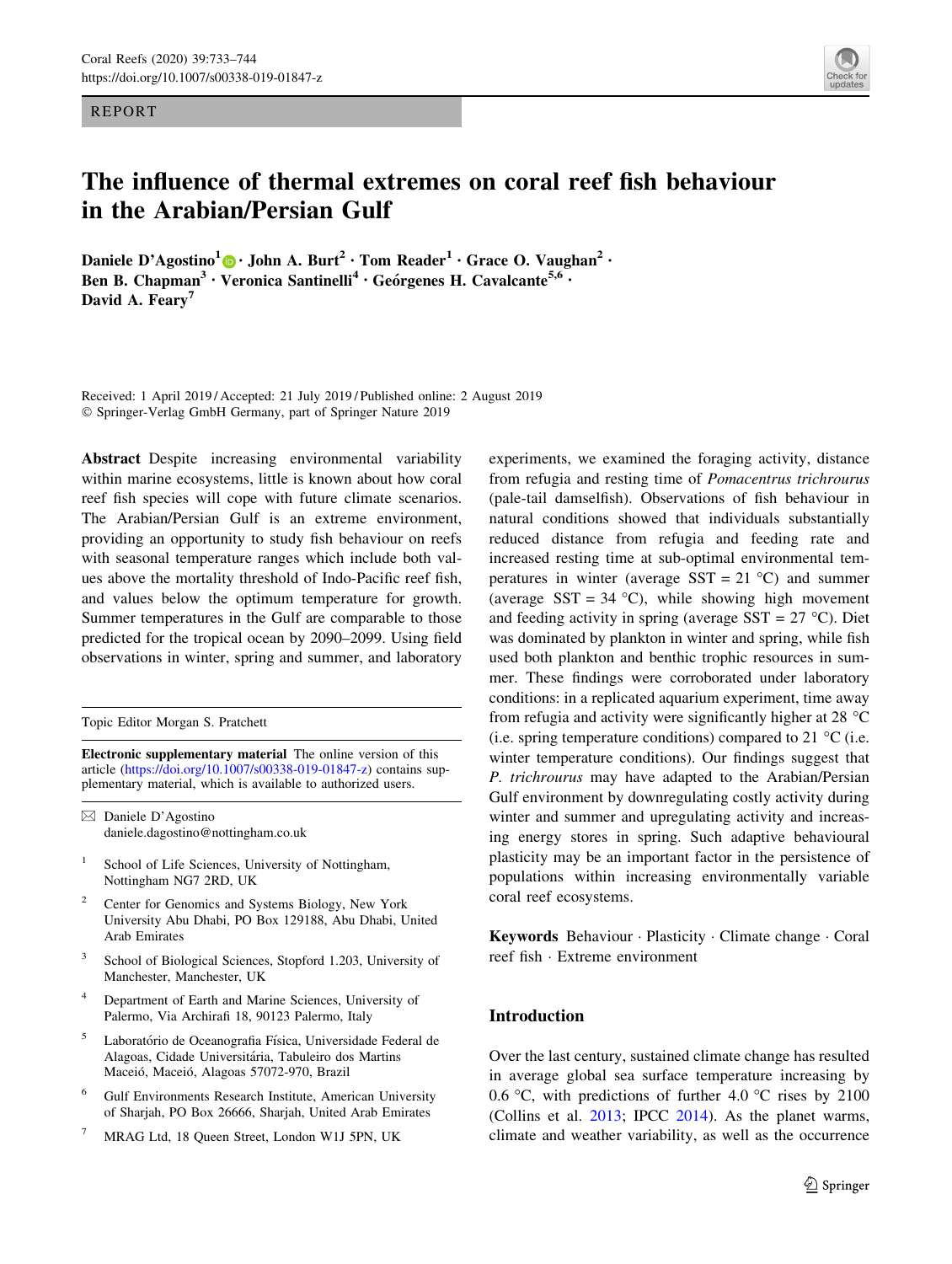REPORT

# The influence of thermal extremes on coral reef fish behaviour in the Arabian/Persian Gulf

**Daniele D'Agostino[1] · John A. Burt[2] · Tom Reader[1] · Grace O. Vaughan[2] · Ben B. Chapman[3] · Veronica Santinelli[4] · Geórgenes H. Cavalcante[5,6] · David A. Feary[7]**

Received: 1 April 2019 / Accepted: 21 July 2019 / Published online: 2 August 2019
© Springer-Verlag GmbH Germany, part of Springer Nature 2019

**Abstract** Despite increasing environmental variability within marine ecosystems, little is known about how coral reef fish species will cope with future climate scenarios. The Arabian/Persian Gulf is an extreme environment, providing an opportunity to study fish behaviour on reefs with seasonal temperature ranges which include both values above the mortality threshold of Indo-Pacific reef fish, and values below the optimum temperature for growth. Summer temperatures in the Gulf are comparable to those predicted for the tropical ocean by 2090–2099. Using field observations in winter, spring and summer, and laboratory experiments, we examined the foraging activity, distance from refugia and resting time of *Pomacentrus trichrourus* (pale-tail damselfish). Observations of fish behaviour in natural conditions showed that individuals substantially reduced distance from refugia and feeding rate and increased resting time at sub-optimal environmental temperatures in winter (average SST = 21 °C) and summer (average SST = 34 °C), while showing high movement and feeding activity in spring (average SST = 27 °C). Diet was dominated by plankton in winter and spring, while fish used both plankton and benthic trophic resources in summer. These findings were corroborated under laboratory conditions: in a replicated aquarium experiment, time away from refugia and activity were significantly higher at 28 °C (i.e. spring temperature conditions) compared to 21 °C (i.e. winter temperature conditions). Our findings suggest that *P. trichrourus* may have adapted to the Arabian/Persian Gulf environment by downregulating costly activity during winter and summer and upregulating activity and increasing energy stores in spring. Such adaptive behavioural plasticity may be an important factor in the persistence of populations within increasing environmentally variable coral reef ecosystems.

**Keywords** Behaviour · Plasticity · Climate change · Coral reef fish · Extreme environment

Topic Editor Morgan S. Pratchett

**Electronic supplementary material** The online version of this article (https://doi.org/10.1007/s00338-019-01847-z) contains supplementary material, which is available to authorized users.

✉ Daniele D'Agostino
daniele.dagostino@nottingham.co.uk

[1] School of Life Sciences, University of Nottingham, Nottingham NG7 2RD, UK

[2] Center for Genomics and Systems Biology, New York University Abu Dhabi, PO Box 129188, Abu Dhabi, United Arab Emirates

[3] School of Biological Sciences, Stopford 1.203, University of Manchester, Manchester, UK

[4] Department of Earth and Marine Sciences, University of Palermo, Via Archirafi 18, 90123 Palermo, Italy

[5] Laboratório de Oceanografia Física, Universidade Federal de Alagoas, Cidade Universitária, Tabuleiro dos Martins Maceió, Maceió, Alagoas 57072-970, Brazil

[6] Gulf Environments Research Institute, American University of Sharjah, PO Box 26666, Sharjah, United Arab Emirates

[7] MRAG Ltd, 18 Queen Street, London W1J 5PN, UK

## Introduction

Over the last century, sustained climate change has resulted in average global sea surface temperature increasing by 0.6 °C, with predictions of further 4.0 °C rises by 2100 (Collins et al. 2013; IPCC 2014). As the planet warms, climate and weather variability, as well as the occurrence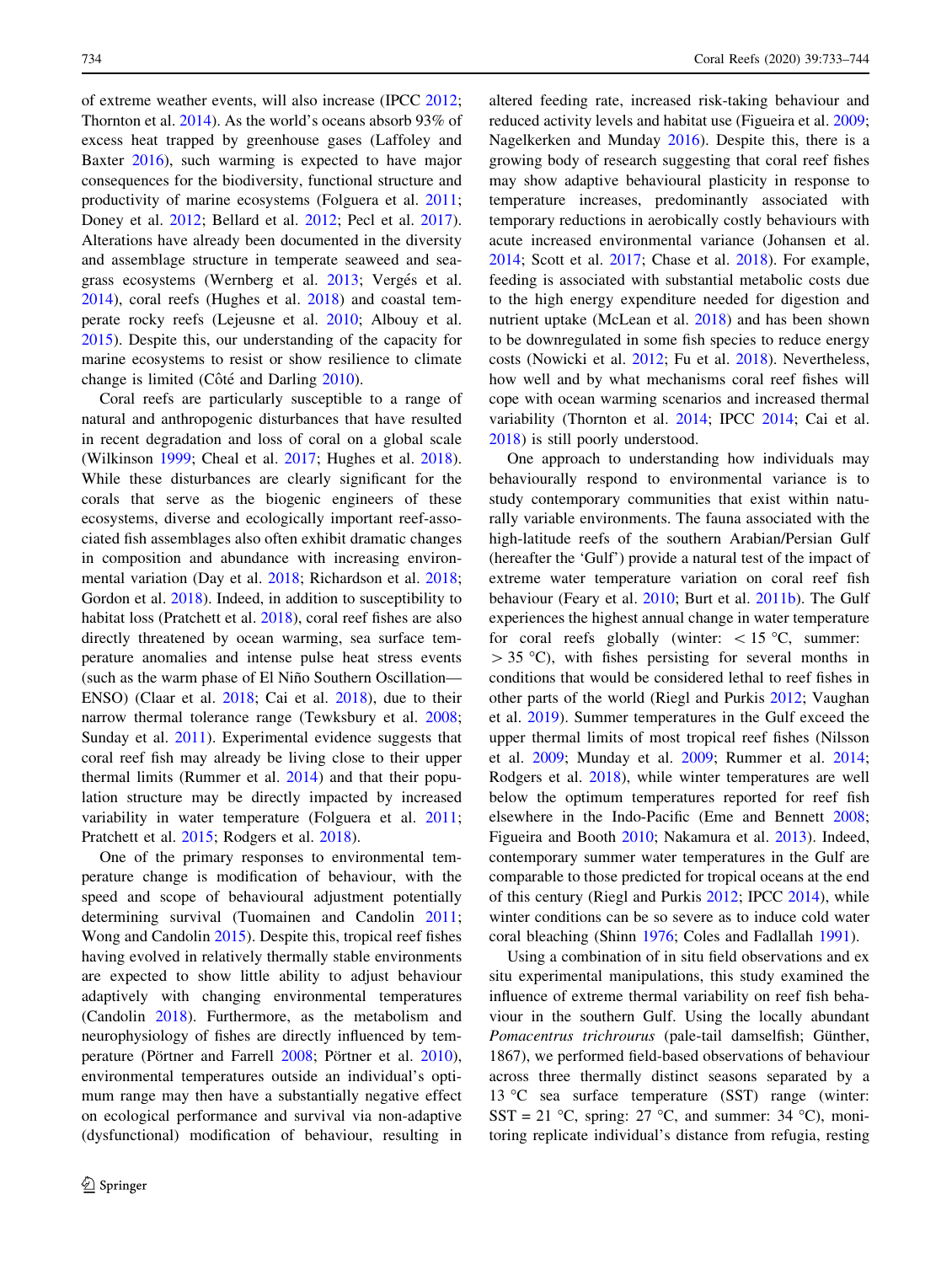of extreme weather events, will also increase (IPCC 2012; Thornton et al. 2014). As the world's oceans absorb 93% of excess heat trapped by greenhouse gases (Laffoley and Baxter 2016), such warming is expected to have major consequences for the biodiversity, functional structure and productivity of marine ecosystems (Folguera et al. 2011; Doney et al. 2012; Bellard et al. 2012; Pecl et al. 2017). Alterations have already been documented in the diversity and assemblage structure in temperate seaweed and seagrass ecosystems (Wernberg et al. 2013; Vergés et al. 2014), coral reefs (Hughes et al. 2018) and coastal temperate rocky reefs (Lejeusne et al. 2010; Albouy et al. 2015). Despite this, our understanding of the capacity for marine ecosystems to resist or show resilience to climate change is limited (Côté and Darling 2010).

Coral reefs are particularly susceptible to a range of natural and anthropogenic disturbances that have resulted in recent degradation and loss of coral on a global scale (Wilkinson 1999; Cheal et al. 2017; Hughes et al. 2018). While these disturbances are clearly significant for the corals that serve as the biogenic engineers of these ecosystems, diverse and ecologically important reef-associated fish assemblages also often exhibit dramatic changes in composition and abundance with increasing environmental variation (Day et al. 2018; Richardson et al. 2018; Gordon et al. 2018). Indeed, in addition to susceptibility to habitat loss (Pratchett et al. 2018), coral reef fishes are also directly threatened by ocean warming, sea surface temperature anomalies and intense pulse heat stress events (such as the warm phase of El Niño Southern Oscillation—ENSO) (Claar et al. 2018; Cai et al. 2018), due to their narrow thermal tolerance range (Tewksbury et al. 2008; Sunday et al. 2011). Experimental evidence suggests that coral reef fish may already be living close to their upper thermal limits (Rummer et al. 2014) and that their population structure may be directly impacted by increased variability in water temperature (Folguera et al. 2011; Pratchett et al. 2015; Rodgers et al. 2018).

One of the primary responses to environmental temperature change is modification of behaviour, with the speed and scope of behavioural adjustment potentially determining survival (Tuomainen and Candolin 2011; Wong and Candolin 2015). Despite this, tropical reef fishes having evolved in relatively thermally stable environments are expected to show little ability to adjust behaviour adaptively with changing environmental temperatures (Candolin 2018). Furthermore, as the metabolism and neurophysiology of fishes are directly influenced by temperature (Pörtner and Farrell 2008; Pörtner et al. 2010), environmental temperatures outside an individual's optimum range may then have a substantially negative effect on ecological performance and survival via non-adaptive (dysfunctional) modification of behaviour, resulting in altered feeding rate, increased risk-taking behaviour and reduced activity levels and habitat use (Figueira et al. 2009; Nagelkerken and Munday 2016). Despite this, there is a growing body of research suggesting that coral reef fishes may show adaptive behavioural plasticity in response to temperature increases, predominantly associated with temporary reductions in aerobically costly behaviours with acute increased environmental variance (Johansen et al. 2014; Scott et al. 2017; Chase et al. 2018). For example, feeding is associated with substantial metabolic costs due to the high energy expenditure needed for digestion and nutrient uptake (McLean et al. 2018) and has been shown to be downregulated in some fish species to reduce energy costs (Nowicki et al. 2012; Fu et al. 2018). Nevertheless, how well and by what mechanisms coral reef fishes will cope with ocean warming scenarios and increased thermal variability (Thornton et al. 2014; IPCC 2014; Cai et al. 2018) is still poorly understood.

One approach to understanding how individuals may behaviourally respond to environmental variance is to study contemporary communities that exist within naturally variable environments. The fauna associated with the high-latitude reefs of the southern Arabian/Persian Gulf (hereafter the 'Gulf') provide a natural test of the impact of extreme water temperature variation on coral reef fish behaviour (Feary et al. 2010; Burt et al. 2011b). The Gulf experiences the highest annual change in water temperature for coral reefs globally (winter: $< 15$ °C, summer: $> 35$ °C), with fishes persisting for several months in conditions that would be considered lethal to reef fishes in other parts of the world (Riegl and Purkis 2012; Vaughan et al. 2019). Summer temperatures in the Gulf exceed the upper thermal limits of most tropical reef fishes (Nilsson et al. 2009; Munday et al. 2009; Rummer et al. 2014; Rodgers et al. 2018), while winter temperatures are well below the optimum temperatures reported for reef fish elsewhere in the Indo-Pacific (Eme and Bennett 2008; Figueira and Booth 2010; Nakamura et al. 2013). Indeed, contemporary summer water temperatures in the Gulf are comparable to those predicted for tropical oceans at the end of this century (Riegl and Purkis 2012; IPCC 2014), while winter conditions can be so severe as to induce cold water coral bleaching (Shinn 1976; Coles and Fadlallah 1991).

Using a combination of in situ field observations and ex situ experimental manipulations, this study examined the influence of extreme thermal variability on reef fish behaviour in the southern Gulf. Using the locally abundant *Pomacentrus trichrourus* (pale-tail damselfish; Günther, 1867), we performed field-based observations of behaviour across three thermally distinct seasons separated by a 13 °C sea surface temperature (SST) range (winter: SST = 21 °C, spring: 27 °C, and summer: 34 °C), monitoring replicate individual's distance from refugia, resting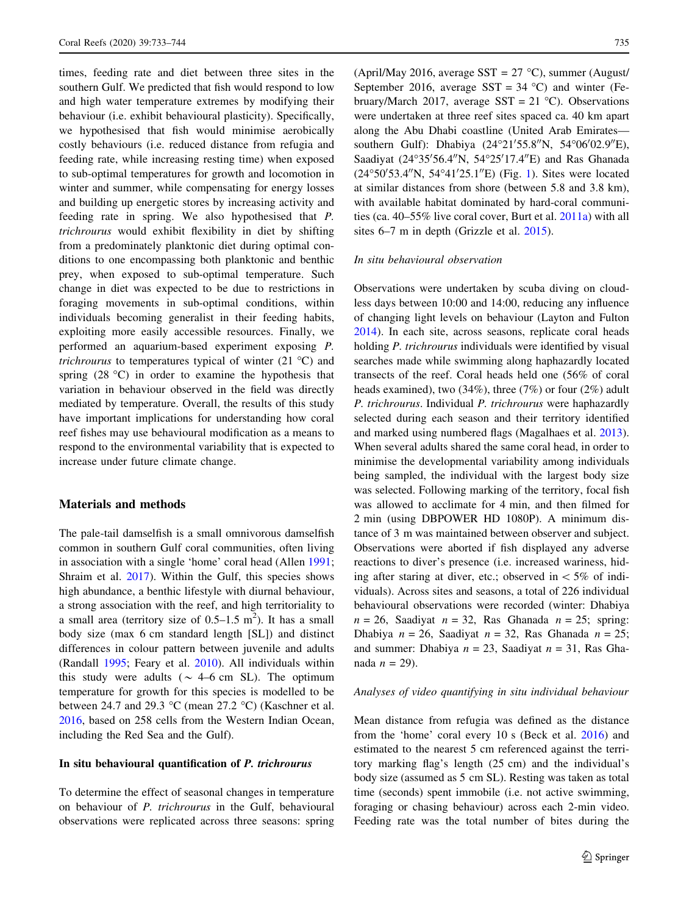times, feeding rate and diet between three sites in the southern Gulf. We predicted that fish would respond to low and high water temperature extremes by modifying their behaviour (i.e. exhibit behavioural plasticity). Specifically, we hypothesised that fish would minimise aerobically costly behaviours (i.e. reduced distance from refugia and feeding rate, while increasing resting time) when exposed to sub-optimal temperatures for growth and locomotion in winter and summer, while compensating for energy losses and building up energetic stores by increasing activity and feeding rate in spring. We also hypothesised that *P. trichrourus* would exhibit flexibility in diet by shifting from a predominately planktonic diet during optimal conditions to one encompassing both planktonic and benthic prey, when exposed to sub-optimal temperature. Such change in diet was expected to be due to restrictions in foraging movements in sub-optimal conditions, within individuals becoming generalist in their feeding habits, exploiting more easily accessible resources. Finally, we performed an aquarium-based experiment exposing *P. trichrourus* to temperatures typical of winter (21 °C) and spring (28 °C) in order to examine the hypothesis that variation in behaviour observed in the field was directly mediated by temperature. Overall, the results of this study have important implications for understanding how coral reef fishes may use behavioural modification as a means to respond to the environmental variability that is expected to increase under future climate change.

## Materials and methods

The pale-tail damselfish is a small omnivorous damselfish common in southern Gulf coral communities, often living in association with a single 'home' coral head (Allen 1991; Shraim et al. 2017). Within the Gulf, this species shows high abundance, a benthic lifestyle with diurnal behaviour, a strong association with the reef, and high territoriality to a small area (territory size of 0.5–1.5 $m^2$). It has a small body size (max 6 cm standard length [SL]) and distinct differences in colour pattern between juvenile and adults (Randall 1995; Feary et al. 2010). All individuals within this study were adults ($\sim$ 4–6 cm SL). The optimum temperature for growth for this species is modelled to be between 24.7 and 29.3 °C (mean 27.2 °C) (Kaschner et al. 2016, based on 258 cells from the Western Indian Ocean, including the Red Sea and the Gulf).

### In situ behavioural quantification of *P. trichrourus*

To determine the effect of seasonal changes in temperature on behaviour of *P. trichrourus* in the Gulf, behavioural observations were replicated across three seasons: spring (April/May 2016, average SST = 27 °C), summer (August/September 2016, average SST = 34 °C) and winter (February/March 2017, average SST = 21 °C). Observations were undertaken at three reef sites spaced ca. 40 km apart along the Abu Dhabi coastline (United Arab Emirates—southern Gulf): Dhabiya (24°21′55.8″N, 54°06′02.9″E), Saadiyat (24°35′56.4″N, 54°25′17.4″E) and Ras Ghanada (24°50′53.4″N, 54°41′25.1″E) (Fig. 1). Sites were located at similar distances from shore (between 5.8 and 3.8 km), with available habitat dominated by hard-coral communities (ca. 40–55% live coral cover, Burt et al. 2011a) with all sites 6–7 m in depth (Grizzle et al. 2015).

#### *In situ behavioural observation*

Observations were undertaken by scuba diving on cloudless days between 10:00 and 14:00, reducing any influence of changing light levels on behaviour (Layton and Fulton 2014). In each site, across seasons, replicate coral heads holding *P. trichrourus* individuals were identified by visual searches made while swimming along haphazardly located transects of the reef. Coral heads held one (56% of coral heads examined), two (34%), three (7%) or four (2%) adult *P. trichrourus*. Individual *P. trichrourus* were haphazardly selected during each season and their territory identified and marked using numbered flags (Magalhaes et al. 2013). When several adults shared the same coral head, in order to minimise the developmental variability among individuals being sampled, the individual with the largest body size was selected. Following marking of the territory, focal fish was allowed to acclimate for 4 min, and then filmed for 2 min (using DBPOWER HD 1080P). A minimum distance of 3 m was maintained between observer and subject. Observations were aborted if fish displayed any adverse reactions to diver's presence (i.e. increased wariness, hiding after staring at diver, etc.; observed in $<$ 5% of individuals). Across sites and seasons, a total of 226 individual behavioural observations were recorded (winter: Dhabiya $n$ = 26, Saadiyat $n$ = 32, Ras Ghanada $n$ = 25; spring: Dhabiya $n$ = 26, Saadiyat $n$ = 32, Ras Ghanada $n$ = 25; and summer: Dhabiya $n$ = 23, Saadiyat $n$ = 31, Ras Ghanada $n$ = 29).

#### *Analyses of video quantifying in situ individual behaviour*

Mean distance from refugia was defined as the distance from the 'home' coral every 10 s (Beck et al. 2016) and estimated to the nearest 5 cm referenced against the territory marking flag's length (25 cm) and the individual's body size (assumed as 5 cm SL). Resting was taken as total time (seconds) spent immobile (i.e. not active swimming, foraging or chasing behaviour) across each 2-min video. Feeding rate was the total number of bites during the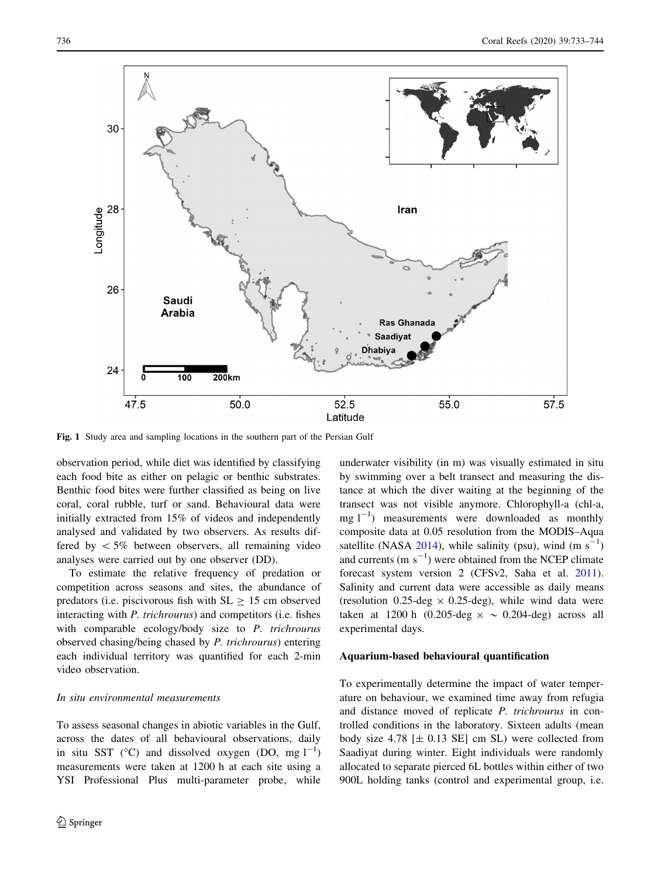Fig. 1 Study area and sampling locations in the southern part of the Persian Gulf

observation period, while diet was identified by classifying each food bite as either on pelagic or benthic substrates. Benthic food bites were further classified as being on live coral, coral rubble, turf or sand. Behavioural data were initially extracted from 15% of videos and independently analysed and validated by two observers. As results differed by < 5% between observers, all remaining video analyses were carried out by one observer (DD).

To estimate the relative frequency of predation or competition across seasons and sites, the abundance of predators (i.e. piscivorous fish with SL ≥ 15 cm observed interacting with *P. trichrourus*) and competitors (i.e. fishes with comparable ecology/body size to *P. trichrourus* observed chasing/being chased by *P. trichrourus*) entering each individual territory was quantified for each 2-min video observation.

### *In situ environmental measurements*

To assess seasonal changes in abiotic variables in the Gulf, across the dates of all behavioural observations, daily in situ SST (°C) and dissolved oxygen (DO, mg $l^{-1}$) measurements were taken at 1200 h at each site using a YSI Professional Plus multi-parameter probe, while underwater visibility (in m) was visually estimated in situ by swimming over a belt transect and measuring the distance at which the diver waiting at the beginning of the transect was not visible anymore. Chlorophyll-a (chl-a, mg $l^{-1}$) measurements were downloaded as monthly composite data at 0.05 resolution from the MODIS–Aqua satellite (NASA 2014), while salinity (psu), wind (m $s^{-1}$) and currents (m $s^{-1}$) were obtained from the NCEP climate forecast system version 2 (CFSv2, Saha et al. 2011). Salinity and current data were accessible as daily means (resolution 0.25-deg × 0.25-deg), while wind data were taken at 1200 h (0.205-deg × ~ 0.204-deg) across all experimental days.

### **Aquarium-based behavioural quantification**

To experimentally determine the impact of water temperature on behaviour, we examined time away from refugia and distance moved of replicate *P. trichrourus* in controlled conditions in the laboratory. Sixteen adults (mean body size 4.78 [± 0.13 SE] cm SL) were collected from Saadiyat during winter. Eight individuals were randomly allocated to separate pierced 6L bottles within either of two 900L holding tanks (control and experimental group, i.e.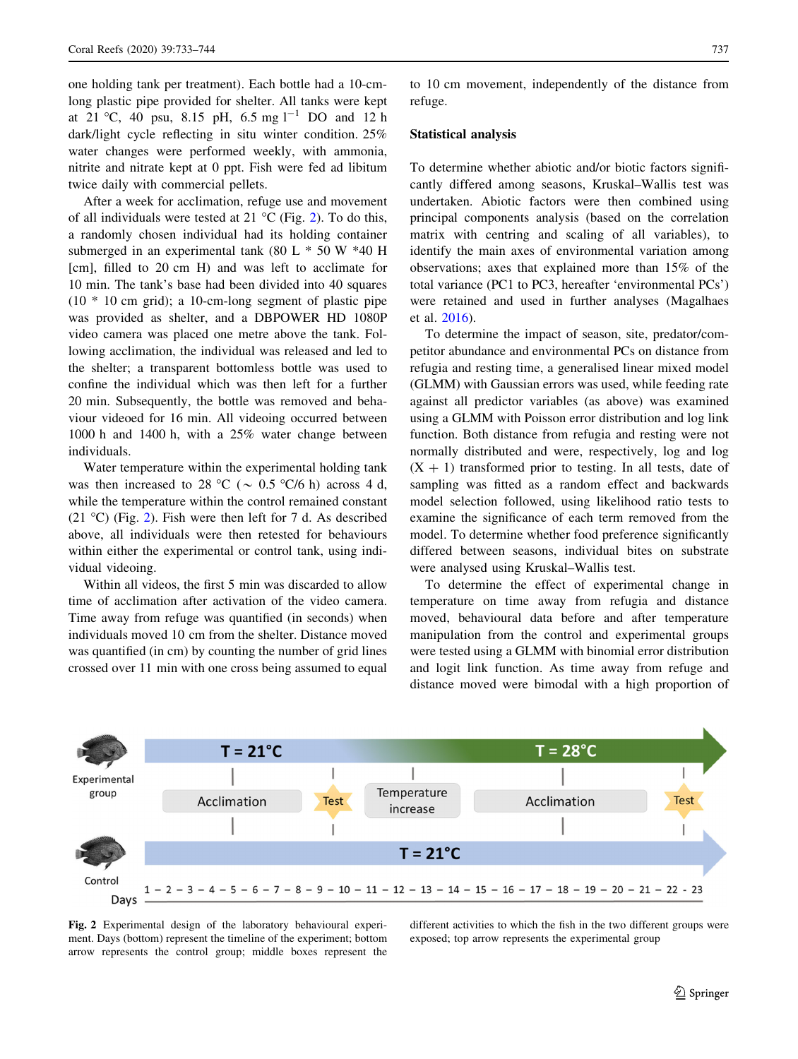one holding tank per treatment). Each bottle had a 10-cm-long plastic pipe provided for shelter. All tanks were kept at 21 °C, 40 psu, 8.15 pH, 6.5 mg $l^{-1}$ DO and 12 h dark/light cycle reflecting in situ winter condition. 25% water changes were performed weekly, with ammonia, nitrite and nitrate kept at 0 ppt. Fish were fed ad libitum twice daily with commercial pellets.

After a week for acclimation, refuge use and movement of all individuals were tested at 21 °C (Fig. 2). To do this, a randomly chosen individual had its holding container submerged in an experimental tank (80 L * 50 W *40 H [cm], filled to 20 cm H) and was left to acclimate for 10 min. The tank's base had been divided into 40 squares (10 * 10 cm grid); a 10-cm-long segment of plastic pipe was provided as shelter, and a DBPOWER HD 1080P video camera was placed one metre above the tank. Following acclimation, the individual was released and led to the shelter; a transparent bottomless bottle was used to confine the individual which was then left for a further 20 min. Subsequently, the bottle was removed and behaviour videoed for 16 min. All videoing occurred between 1000 h and 1400 h, with a 25% water change between individuals.

Water temperature within the experimental holding tank was then increased to 28 °C (~ 0.5 °C/6 h) across 4 d, while the temperature within the control remained constant (21 °C) (Fig. 2). Fish were then left for 7 d. As described above, all individuals were then retested for behaviours within either the experimental or control tank, using individual videoing.

Within all videos, the first 5 min was discarded to allow time of acclimation after activation of the video camera. Time away from refuge was quantified (in seconds) when individuals moved 10 cm from the shelter. Distance moved was quantified (in cm) by counting the number of grid lines crossed over 11 min with one cross being assumed to equal to 10 cm movement, independently of the distance from refuge.

## Statistical analysis

To determine whether abiotic and/or biotic factors significantly differed among seasons, Kruskal–Wallis test was undertaken. Abiotic factors were then combined using principal components analysis (based on the correlation matrix with centring and scaling of all variables), to identify the main axes of environmental variation among observations; axes that explained more than 15% of the total variance (PC1 to PC3, hereafter 'environmental PCs') were retained and used in further analyses (Magalhaes et al. 2016).

To determine the impact of season, site, predator/competitor abundance and environmental PCs on distance from refugia and resting time, a generalised linear mixed model (GLMM) with Gaussian errors was used, while feeding rate against all predictor variables (as above) was examined using a GLMM with Poisson error distribution and log link function. Both distance from refugia and resting were not normally distributed and were, respectively, log and log (X + 1) transformed prior to testing. In all tests, date of sampling was fitted as a random effect and backwards model selection followed, using likelihood ratio tests to examine the significance of each term removed from the model. To determine whether food preference significantly differed between seasons, individual bites on substrate were analysed using Kruskal–Wallis test.

To determine the effect of experimental change in temperature on time away from refugia and distance moved, behavioural data before and after temperature manipulation from the control and experimental groups were tested using a GLMM with binomial error distribution and logit link function. As time away from refuge and distance moved were bimodal with a high proportion of

**Fig. 2** Experimental design of the laboratory behavioural experiment. Days (bottom) represent the timeline of the experiment; bottom arrow represents the control group; middle boxes represent the different activities to which the fish in the two different groups were exposed; top arrow represents the experimental group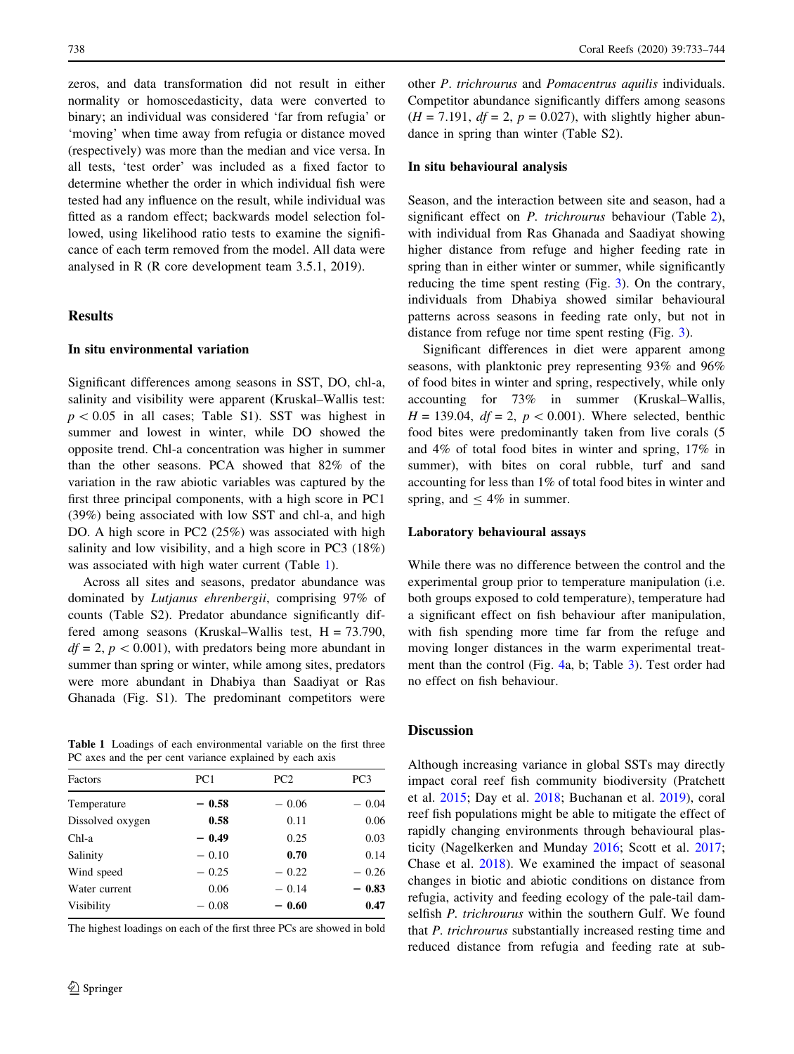zeros, and data transformation did not result in either normality or homoscedasticity, data were converted to binary; an individual was considered 'far from refugia' or 'moving' when time away from refugia or distance moved (respectively) was more than the median and vice versa. In all tests, 'test order' was included as a fixed factor to determine whether the order in which individual fish were tested had any influence on the result, while individual was fitted as a random effect; backwards model selection followed, using likelihood ratio tests to examine the significance of each term removed from the model. All data were analysed in R (R core development team 3.5.1, 2019).

## Results

### In situ environmental variation

Significant differences among seasons in SST, DO, chl-a, salinity and visibility were apparent (Kruskal–Wallis test: $p < 0.05$ in all cases; Table S1). SST was highest in summer and lowest in winter, while DO showed the opposite trend. Chl-a concentration was higher in summer than the other seasons. PCA showed that 82% of the variation in the raw abiotic variables was captured by the first three principal components, with a high score in PC1 (39%) being associated with low SST and chl-a, and high DO. A high score in PC2 (25%) was associated with high salinity and low visibility, and a high score in PC3 (18%) was associated with high water current (Table 1).

Across all sites and seasons, predator abundance was dominated by *Lutjanus ehrenbergii*, comprising 97% of counts (Table S2). Predator abundance significantly differed among seasons (Kruskal–Wallis test, $H = 73.790$, $df = 2$, $p < 0.001$), with predators being more abundant in summer than spring or winter, while among sites, predators were more abundant in Dhabiya than Saadiyat or Ras Ghanada (Fig. S1). The predominant competitors were other *P. trichrourus* and *Pomacentrus aquilis* individuals. Competitor abundance significantly differs among seasons ($H = 7.191$, $df = 2$, $p = 0.027$), with slightly higher abundance in spring than winter (Table S2).

**Table 1** Loadings of each environmental variable on the first three PC axes and the per cent variance explained by each axis

| Factors | PC1 | PC2 | PC3 |
|---|---|---|---|
| Temperature | **− 0.58** | − 0.06 | − 0.04 |
| Dissolved oxygen | **0.58** | 0.11 | 0.06 |
| Chl-a | **− 0.49** | 0.25 | 0.03 |
| Salinity | − 0.10 | **0.70** | 0.14 |
| Wind speed | − 0.25 | − 0.22 | − 0.26 |
| Water current | 0.06 | − 0.14 | **− 0.83** |
| Visibility | − 0.08 | **− 0.60** | **0.47** |

The highest loadings on each of the first three PCs are showed in bold

### In situ behavioural analysis

Season, and the interaction between site and season, had a significant effect on *P. trichrourus* behaviour (Table 2), with individual from Ras Ghanada and Saadiyat showing higher distance from refuge and higher feeding rate in spring than in either winter or summer, while significantly reducing the time spent resting (Fig. 3). On the contrary, individuals from Dhabiya showed similar behavioural patterns across seasons in feeding rate only, but not in distance from refuge nor time spent resting (Fig. 3).

Significant differences in diet were apparent among seasons, with planktonic prey representing 93% and 96% of food bites in winter and spring, respectively, while only accounting for 73% in summer (Kruskal–Wallis, $H = 139.04$, $df = 2$, $p < 0.001$). Where selected, benthic food bites were predominantly taken from live corals (5 and 4% of total food bites in winter and spring, 17% in summer), with bites on coral rubble, turf and sand accounting for less than 1% of total food bites in winter and spring, and $\leq 4\%$ in summer.

### Laboratory behavioural assays

While there was no difference between the control and the experimental group prior to temperature manipulation (i.e. both groups exposed to cold temperature), temperature had a significant effect on fish behaviour after manipulation, with fish spending more time far from the refuge and moving longer distances in the warm experimental treatment than the control (Fig. 4a, b; Table 3). Test order had no effect on fish behaviour.

## Discussion

Although increasing variance in global SSTs may directly impact coral reef fish community biodiversity (Pratchett et al. 2015; Day et al. 2018; Buchanan et al. 2019), coral reef fish populations might be able to mitigate the effect of rapidly changing environments through behavioural plasticity (Nagelkerken and Munday 2016; Scott et al. 2017; Chase et al. 2018). We examined the impact of seasonal changes in biotic and abiotic conditions on distance from refugia, activity and feeding ecology of the pale-tail damselfish *P. trichrourus* within the southern Gulf. We found that *P. trichrourus* substantially increased resting time and reduced distance from refugia and feeding rate at sub-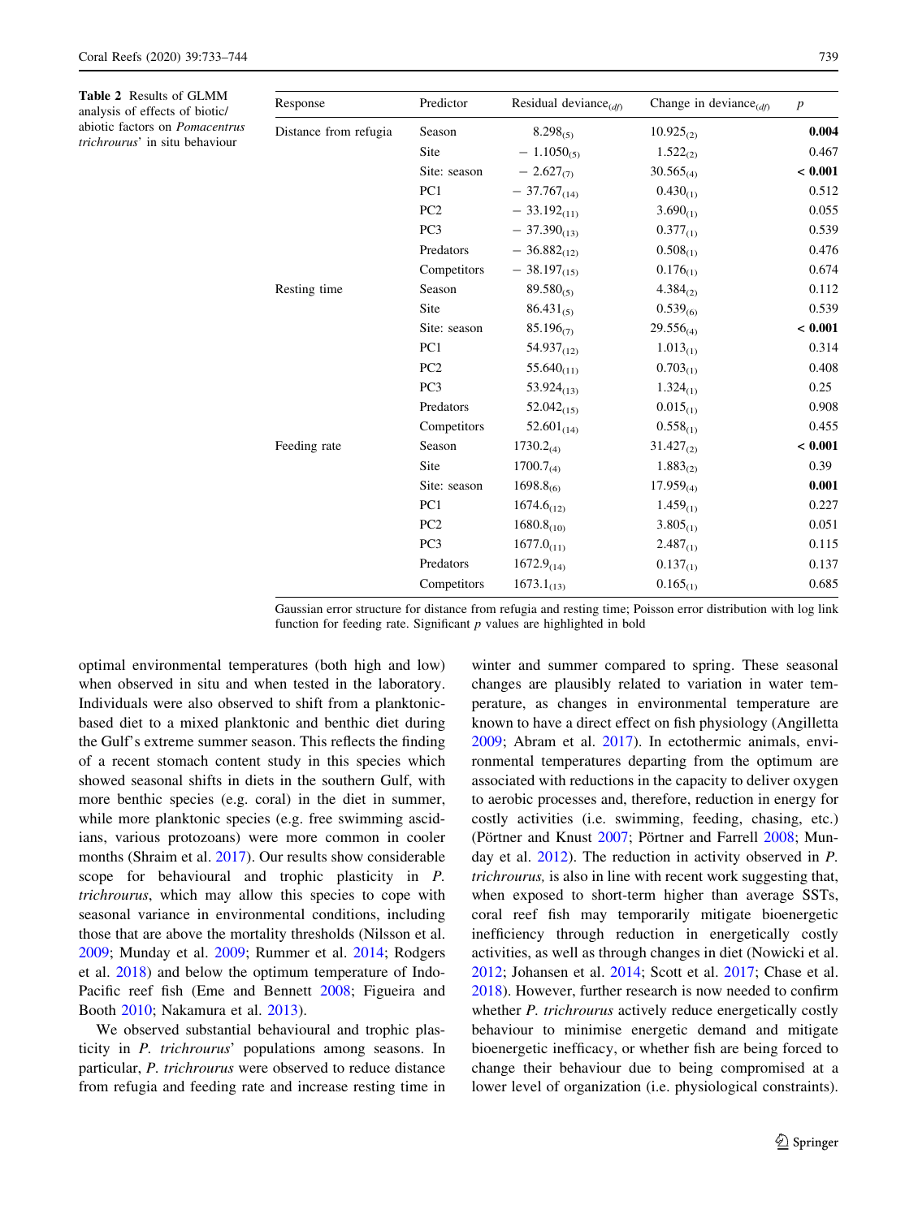**Table 2** Results of GLMM analysis of effects of biotic/abiotic factors on *Pomacentrus trichrourus*' in situ behaviour

| Response | Predictor | Residual deviance$_{(df)}$ | Change in deviance$_{(df)}$ | $p$ |
|---|---|---|---|---|
| Distance from refugia | Season | $8.298_{(5)}$ | $10.925_{(2)}$ | **0.004** |
| | Site | $-1.1050_{(5)}$ | $1.522_{(2)}$ | 0.467 |
| | Site: season | $-2.627_{(7)}$ | $30.565_{(4)}$ | **< 0.001** |
| | PC1 | $-37.767_{(14)}$ | $0.430_{(1)}$ | 0.512 |
| | PC2 | $-33.192_{(11)}$ | $3.690_{(1)}$ | 0.055 |
| | PC3 | $-37.390_{(13)}$ | $0.377_{(1)}$ | 0.539 |
| | Predators | $-36.882_{(12)}$ | $0.508_{(1)}$ | 0.476 |
| | Competitors | $-38.197_{(15)}$ | $0.176_{(1)}$ | 0.674 |
| Resting time | Season | $89.580_{(5)}$ | $4.384_{(2)}$ | 0.112 |
| | Site | $86.431_{(5)}$ | $0.539_{(6)}$ | 0.539 |
| | Site: season | $85.196_{(7)}$ | $29.556_{(4)}$ | **< 0.001** |
| | PC1 | $54.937_{(12)}$ | $1.013_{(1)}$ | 0.314 |
| | PC2 | $55.640_{(11)}$ | $0.703_{(1)}$ | 0.408 |
| | PC3 | $53.924_{(13)}$ | $1.324_{(1)}$ | 0.25 |
| | Predators | $52.042_{(15)}$ | $0.015_{(1)}$ | 0.908 |
| | Competitors | $52.601_{(14)}$ | $0.558_{(1)}$ | 0.455 |
| Feeding rate | Season | $1730.2_{(4)}$ | $31.427_{(2)}$ | **< 0.001** |
| | Site | $1700.7_{(4)}$ | $1.883_{(2)}$ | 0.39 |
| | Site: season | $1698.8_{(6)}$ | $17.959_{(4)}$ | **0.001** |
| | PC1 | $1674.6_{(12)}$ | $1.459_{(1)}$ | 0.227 |
| | PC2 | $1680.8_{(10)}$ | $3.805_{(1)}$ | 0.051 |
| | PC3 | $1677.0_{(11)}$ | $2.487_{(1)}$ | 0.115 |
| | Predators | $1672.9_{(14)}$ | $0.137_{(1)}$ | 0.137 |
| | Competitors | $1673.1_{(13)}$ | $0.165_{(1)}$ | 0.685 |

Gaussian error structure for distance from refugia and resting time; Poisson error distribution with log link function for feeding rate. Significant $p$ values are highlighted in bold

optimal environmental temperatures (both high and low) when observed in situ and when tested in the laboratory. Individuals were also observed to shift from a planktonic-based diet to a mixed planktonic and benthic diet during the Gulf's extreme summer season. This reflects the finding of a recent stomach content study in this species which showed seasonal shifts in diets in the southern Gulf, with more benthic species (e.g. coral) in the diet in summer, while more planktonic species (e.g. free swimming ascidians, various protozoans) were more common in cooler months (Shraim et al. 2017). Our results show considerable scope for behavioural and trophic plasticity in *P. trichrourus*, which may allow this species to cope with seasonal variance in environmental conditions, including those that are above the mortality thresholds (Nilsson et al. 2009; Munday et al. 2009; Rummer et al. 2014; Rodgers et al. 2018) and below the optimum temperature of Indo-Pacific reef fish (Eme and Bennett 2008; Figueira and Booth 2010; Nakamura et al. 2013).

We observed substantial behavioural and trophic plasticity in *P. trichrourus*' populations among seasons. In particular, *P. trichrourus* were observed to reduce distance from refugia and feeding rate and increase resting time in winter and summer compared to spring. These seasonal changes are plausibly related to variation in water temperature, as changes in environmental temperature are known to have a direct effect on fish physiology (Angilletta 2009; Abram et al. 2017). In ectothermic animals, environmental temperatures departing from the optimum are associated with reductions in the capacity to deliver oxygen to aerobic processes and, therefore, reduction in energy for costly activities (i.e. swimming, feeding, chasing, etc.) (Pörtner and Knust 2007; Pörtner and Farrell 2008; Munday et al. 2012). The reduction in activity observed in *P. trichrourus,* is also in line with recent work suggesting that, when exposed to short-term higher than average SSTs, coral reef fish may temporarily mitigate bioenergetic inefficiency through reduction in energetically costly activities, as well as through changes in diet (Nowicki et al. 2012; Johansen et al. 2014; Scott et al. 2017; Chase et al. 2018). However, further research is now needed to confirm whether *P. trichrourus* actively reduce energetically costly behaviour to minimise energetic demand and mitigate bioenergetic inefficacy, or whether fish are being forced to change their behaviour due to being compromised at a lower level of organization (i.e. physiological constraints).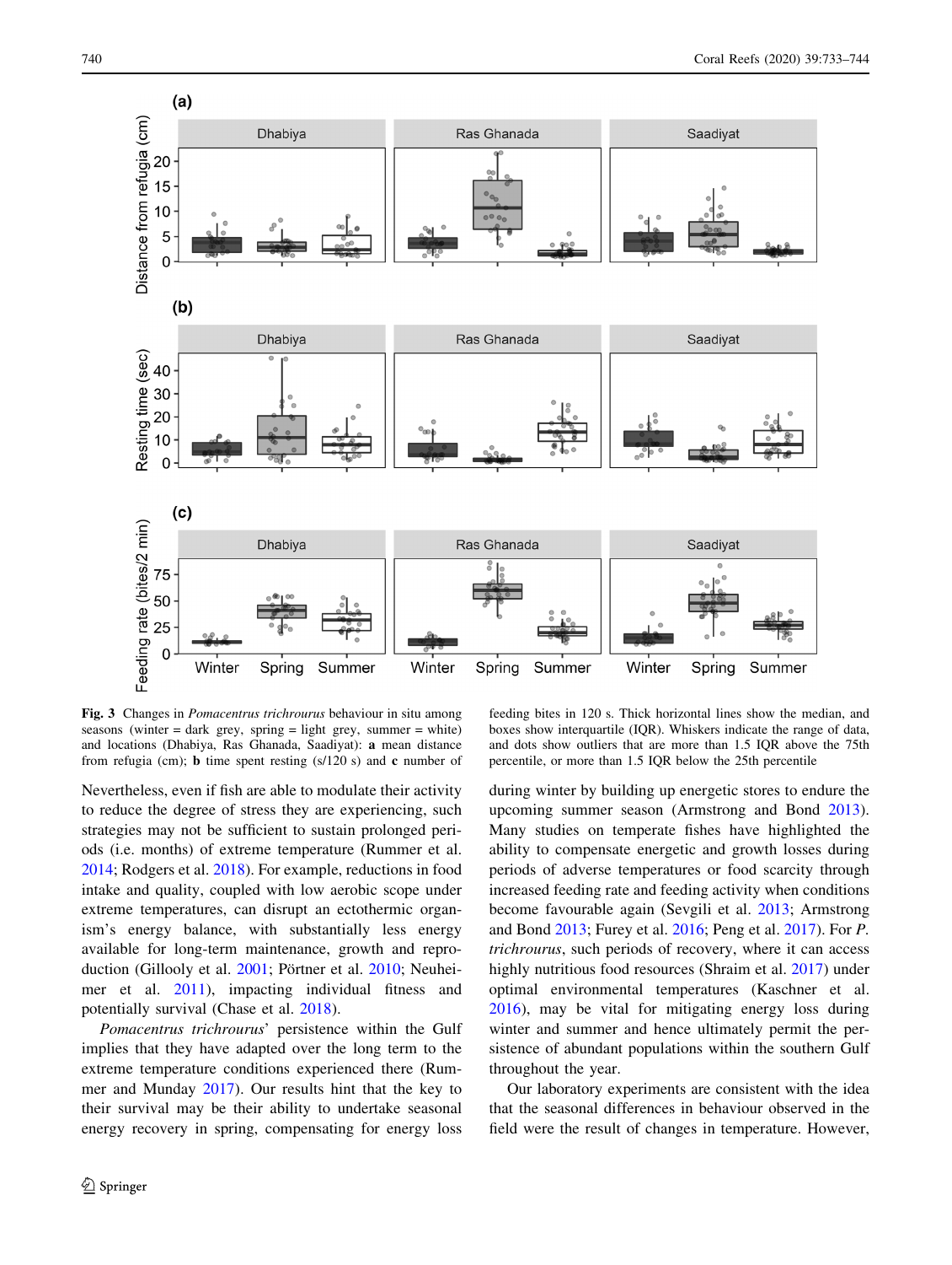**Fig. 3** Changes in *Pomacentrus trichrourus* behaviour in situ among seasons (winter = dark grey, spring = light grey, summer = white) and locations (Dhabiya, Ras Ghanada, Saadiyat): **a** mean distance from refugia (cm); **b** time spent resting (s/120 s) and **c** number of feeding bites in 120 s. Thick horizontal lines show the median, and boxes show interquartile (IQR). Whiskers indicate the range of data, and dots show outliers that are more than 1.5 IQR above the 75th percentile, or more than 1.5 IQR below the 25th percentile

Nevertheless, even if fish are able to modulate their activity to reduce the degree of stress they are experiencing, such strategies may not be sufficient to sustain prolonged periods (i.e. months) of extreme temperature (Rummer et al. 2014; Rodgers et al. 2018). For example, reductions in food intake and quality, coupled with low aerobic scope under extreme temperatures, can disrupt an ectothermic organism's energy balance, with substantially less energy available for long-term maintenance, growth and reproduction (Gillooly et al. 2001; Pörtner et al. 2010; Neuheimer et al. 2011), impacting individual fitness and potentially survival (Chase et al. 2018).

*Pomacentrus trichrourus*' persistence within the Gulf implies that they have adapted over the long term to the extreme temperature conditions experienced there (Rummer and Munday 2017). Our results hint that the key to their survival may be their ability to undertake seasonal energy recovery in spring, compensating for energy loss during winter by building up energetic stores to endure the upcoming summer season (Armstrong and Bond 2013). Many studies on temperate fishes have highlighted the ability to compensate energetic and growth losses during periods of adverse temperatures or food scarcity through increased feeding rate and feeding activity when conditions become favourable again (Sevgili et al. 2013; Armstrong and Bond 2013; Furey et al. 2016; Peng et al. 2017). For *P. trichrourus*, such periods of recovery, where it can access highly nutritious food resources (Shraim et al. 2017) under optimal environmental temperatures (Kaschner et al. 2016), may be vital for mitigating energy loss during winter and summer and hence ultimately permit the persistence of abundant populations within the southern Gulf throughout the year.

Our laboratory experiments are consistent with the idea that the seasonal differences in behaviour observed in the field were the result of changes in temperature. However,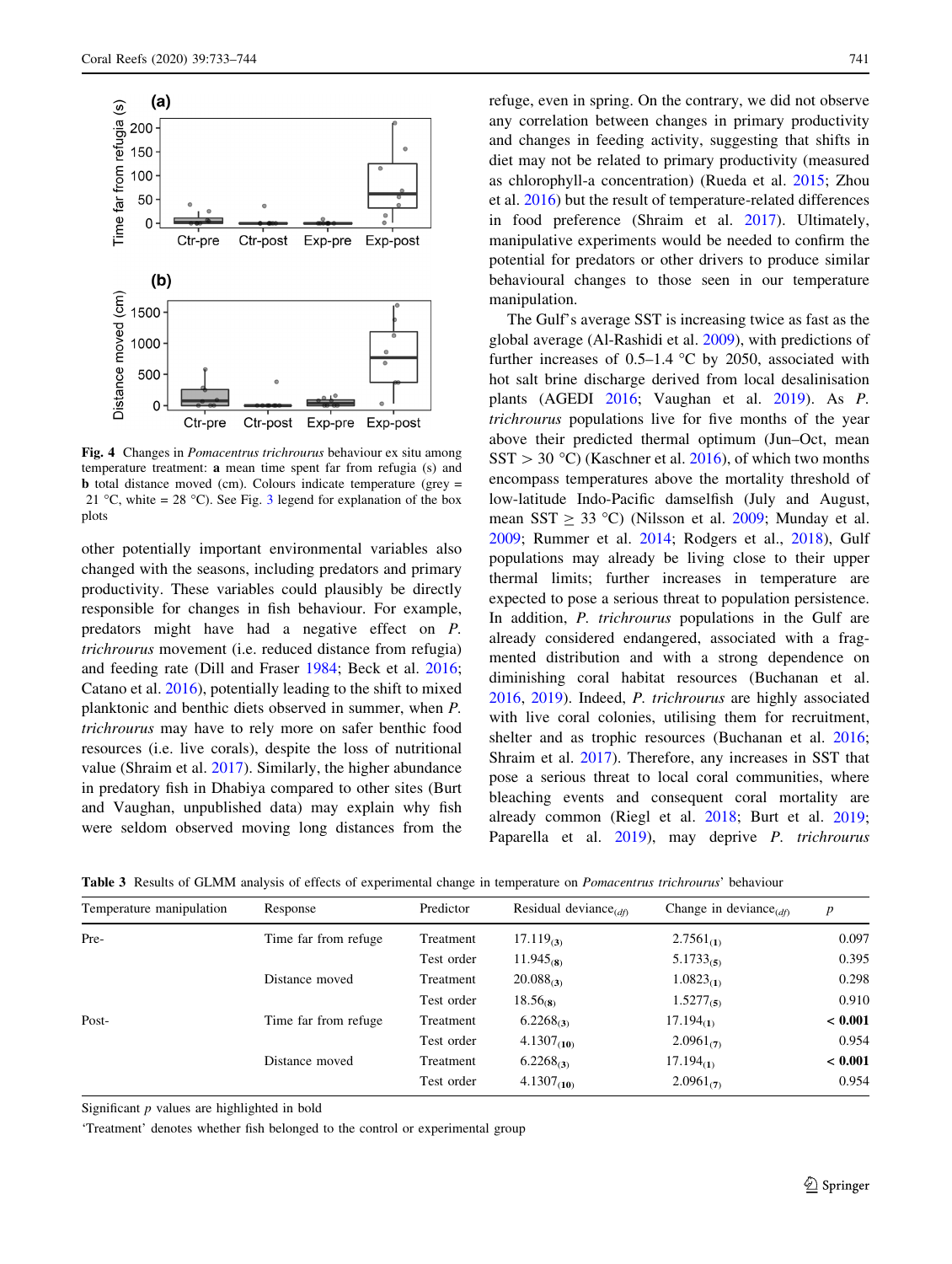Fig. 4 Changes in *Pomacentrus trichrourus* behaviour ex situ among temperature treatment: **a** mean time spent far from refugia (s) and **b** total distance moved (cm). Colours indicate temperature (grey = 21 °C, white = 28 °C). See Fig. 3 legend for explanation of the box plots

other potentially important environmental variables also changed with the seasons, including predators and primary productivity. These variables could plausibly be directly responsible for changes in fish behaviour. For example, predators might have had a negative effect on *P. trichrourus* movement (i.e. reduced distance from refugia) and feeding rate (Dill and Fraser 1984; Beck et al. 2016; Catano et al. 2016), potentially leading to the shift to mixed planktonic and benthic diets observed in summer, when *P. trichrourus* may have to rely more on safer benthic food resources (i.e. live corals), despite the loss of nutritional value (Shraim et al. 2017). Similarly, the higher abundance in predatory fish in Dhabiya compared to other sites (Burt and Vaughan, unpublished data) may explain why fish were seldom observed moving long distances from the refuge, even in spring. On the contrary, we did not observe any correlation between changes in primary productivity and changes in feeding activity, suggesting that shifts in diet may not be related to primary productivity (measured as chlorophyll-a concentration) (Rueda et al. 2015; Zhou et al. 2016) but the result of temperature-related differences in food preference (Shraim et al. 2017). Ultimately, manipulative experiments would be needed to confirm the potential for predators or other drivers to produce similar behavioural changes to those seen in our temperature manipulation.

The Gulf's average SST is increasing twice as fast as the global average (Al-Rashidi et al. 2009), with predictions of further increases of 0.5–1.4 °C by 2050, associated with hot salt brine discharge derived from local desalinisation plants (AGEDI 2016; Vaughan et al. 2019). As *P. trichrourus* populations live for five months of the year above their predicted thermal optimum (Jun–Oct, mean SST > 30 °C) (Kaschner et al. 2016), of which two months encompass temperatures above the mortality threshold of low-latitude Indo-Pacific damselfish (July and August, mean SST ≥ 33 °C) (Nilsson et al. 2009; Munday et al. 2009; Rummer et al. 2014; Rodgers et al., 2018), Gulf populations may already be living close to their upper thermal limits; further increases in temperature are expected to pose a serious threat to population persistence. In addition, *P. trichrourus* populations in the Gulf are already considered endangered, associated with a fragmented distribution and with a strong dependence on diminishing coral habitat resources (Buchanan et al. 2016, 2019). Indeed, *P. trichrourus* are highly associated with live coral colonies, utilising them for recruitment, shelter and as trophic resources (Buchanan et al. 2016; Shraim et al. 2017). Therefore, any increases in SST that pose a serious threat to local coral communities, where bleaching events and consequent coral mortality are already common (Riegl et al. 2018; Burt et al. 2019; Paparella et al. 2019), may deprive *P. trichrourus*

**Table 3** Results of GLMM analysis of effects of experimental change in temperature on *Pomacentrus trichrourus*' behaviour

| Temperature manipulation | Response | Predictor | Residual deviance$_{(df)}$ | Change in deviance$_{(df)}$ | $p$ |
|---|---|---|---|---|---|
| Pre- | Time far from refuge | Treatment | $17.119_{(3)}$ | $2.7561_{(1)}$ | 0.097 |
| | | Test order | $11.945_{(8)}$ | $5.1733_{(5)}$ | 0.395 |
| | Distance moved | Treatment | $20.088_{(3)}$ | $1.0823_{(1)}$ | 0.298 |
| | | Test order | $18.56_{(8)}$ | $1.5277_{(5)}$ | 0.910 |
| Post- | Time far from refuge | Treatment | $6.2268_{(3)}$ | $17.194_{(1)}$ | **< 0.001** |
| | | Test order | $4.1307_{(10)}$ | $2.0961_{(7)}$ | 0.954 |
| | Distance moved | Treatment | $6.2268_{(3)}$ | $17.194_{(1)}$ | **< 0.001** |
| | | Test order | $4.1307_{(10)}$ | $2.0961_{(7)}$ | 0.954 |

Significant $p$ values are highlighted in bold

'Treatment' denotes whether fish belonged to the control or experimental group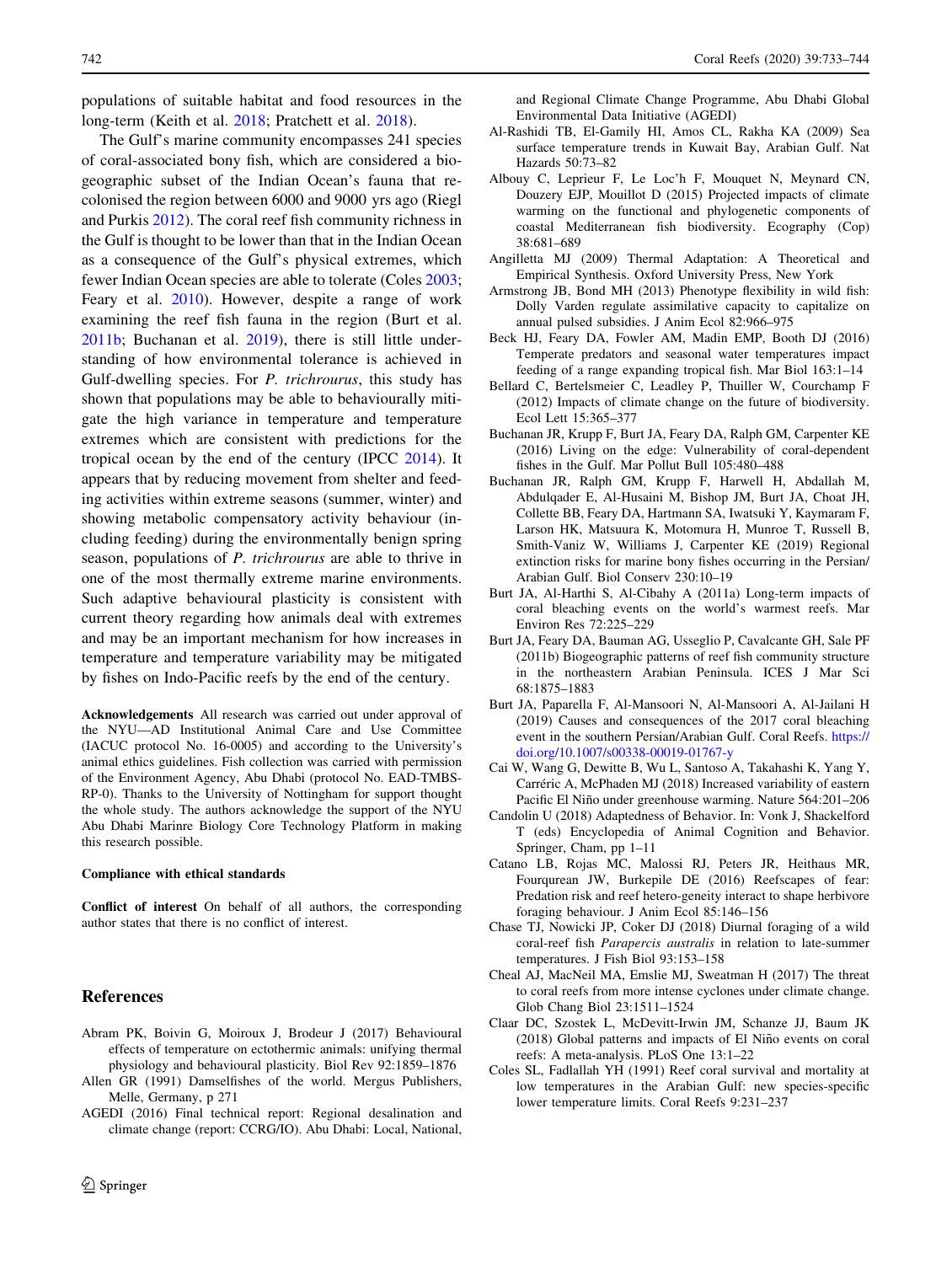populations of suitable habitat and food resources in the long-term (Keith et al. 2018; Pratchett et al. 2018).

The Gulf's marine community encompasses 241 species of coral-associated bony fish, which are considered a biogeographic subset of the Indian Ocean's fauna that recolonised the region between 6000 and 9000 yrs ago (Riegl and Purkis 2012). The coral reef fish community richness in the Gulf is thought to be lower than that in the Indian Ocean as a consequence of the Gulf's physical extremes, which fewer Indian Ocean species are able to tolerate (Coles 2003; Feary et al. 2010). However, despite a range of work examining the reef fish fauna in the region (Burt et al. 2011b; Buchanan et al. 2019), there is still little understanding of how environmental tolerance is achieved in Gulf-dwelling species. For *P. trichrourus*, this study has shown that populations may be able to behaviourally mitigate the high variance in temperature and temperature extremes which are consistent with predictions for the tropical ocean by the end of the century (IPCC 2014). It appears that by reducing movement from shelter and feeding activities within extreme seasons (summer, winter) and showing metabolic compensatory activity behaviour (including feeding) during the environmentally benign spring season, populations of *P. trichrourus* are able to thrive in one of the most thermally extreme marine environments. Such adaptive behavioural plasticity is consistent with current theory regarding how animals deal with extremes and may be an important mechanism for how increases in temperature and temperature variability may be mitigated by fishes on Indo-Pacific reefs by the end of the century.

**Acknowledgements** All research was carried out under approval of the NYU—AD Institutional Animal Care and Use Committee (IACUC protocol No. 16-0005) and according to the University's animal ethics guidelines. Fish collection was carried with permission of the Environment Agency, Abu Dhabi (protocol No. EAD-TMBS-RP-0). Thanks to the University of Nottingham for support thought the whole study. The authors acknowledge the support of the NYU Abu Dhabi Marinre Biology Core Technology Platform in making this research possible.

**Compliance with ethical standards**

**Conflict of interest** On behalf of all authors, the corresponding author states that there is no conflict of interest.

## References

Abram PK, Boivin G, Moiroux J, Brodeur J (2017) Behavioural effects of temperature on ectothermic animals: unifying thermal physiology and behavioural plasticity. Biol Rev 92:1859–1876

Allen GR (1991) Damselfishes of the world. Mergus Publishers, Melle, Germany, p 271

AGEDI (2016) Final technical report: Regional desalination and climate change (report: CCRG/IO). Abu Dhabi: Local, National, and Regional Climate Change Programme, Abu Dhabi Global Environmental Data Initiative (AGEDI)

Al-Rashidi TB, El-Gamily HI, Amos CL, Rakha KA (2009) Sea surface temperature trends in Kuwait Bay, Arabian Gulf. Nat Hazards 50:73–82

Albouy C, Leprieur F, Le Loc'h F, Mouquet N, Meynard CN, Douzery EJP, Mouillot D (2015) Projected impacts of climate warming on the functional and phylogenetic components of coastal Mediterranean fish biodiversity. Ecography (Cop) 38:681–689

Angilletta MJ (2009) Thermal Adaptation: A Theoretical and Empirical Synthesis. Oxford University Press, New York

Armstrong JB, Bond MH (2013) Phenotype flexibility in wild fish: Dolly Varden regulate assimilative capacity to capitalize on annual pulsed subsidies. J Anim Ecol 82:966–975

Beck HJ, Feary DA, Fowler AM, Madin EMP, Booth DJ (2016) Temperate predators and seasonal water temperatures impact feeding of a range expanding tropical fish. Mar Biol 163:1–14

Bellard C, Bertelsmeier C, Leadley P, Thuiller W, Courchamp F (2012) Impacts of climate change on the future of biodiversity. Ecol Lett 15:365–377

Buchanan JR, Krupp F, Burt JA, Feary DA, Ralph GM, Carpenter KE (2016) Living on the edge: Vulnerability of coral-dependent fishes in the Gulf. Mar Pollut Bull 105:480–488

Buchanan JR, Ralph GM, Krupp F, Harwell H, Abdallah M, Abdulqader E, Al-Husaini M, Bishop JM, Burt JA, Choat JH, Collette BB, Feary DA, Hartmann SA, Iwatsuki Y, Kaymaram F, Larson HK, Matsuura K, Motomura H, Munroe T, Russell B, Smith-Vaniz W, Williams J, Carpenter KE (2019) Regional extinction risks for marine bony fishes occurring in the Persian/Arabian Gulf. Biol Conserv 230:10–19

Burt JA, Al-Harthi S, Al-Cibahy A (2011a) Long-term impacts of coral bleaching events on the world's warmest reefs. Mar Environ Res 72:225–229

Burt JA, Feary DA, Bauman AG, Usseglio P, Cavalcante GH, Sale PF (2011b) Biogeographic patterns of reef fish community structure in the northeastern Arabian Peninsula. ICES J Mar Sci 68:1875–1883

Burt JA, Paparella F, Al-Mansoori N, Al-Mansoori A, Al-Jailani H (2019) Causes and consequences of the 2017 coral bleaching event in the southern Persian/Arabian Gulf. Coral Reefs. https://doi.org/10.1007/s00338-00019-01767-y

Cai W, Wang G, Dewitte B, Wu L, Santoso A, Takahashi K, Yang Y, Carréric A, McPhaden MJ (2018) Increased variability of eastern Pacific El Niño under greenhouse warming. Nature 564:201–206

Candolin U (2018) Adaptedness of Behavior. In: Vonk J, Shackelford T (eds) Encyclopedia of Animal Cognition and Behavior. Springer, Cham, pp 1–11

Catano LB, Rojas MC, Malossi RJ, Peters JR, Heithaus MR, Fourqurean JW, Burkepile DE (2016) Reefscapes of fear: Predation risk and reef hetero-geneity interact to shape herbivore foraging behaviour. J Anim Ecol 85:146–156

Chase TJ, Nowicki JP, Coker DJ (2018) Diurnal foraging of a wild coral-reef fish *Parapercis australis* in relation to late-summer temperatures. J Fish Biol 93:153–158

Cheal AJ, MacNeil MA, Emslie MJ, Sweatman H (2017) The threat to coral reefs from more intense cyclones under climate change. Glob Chang Biol 23:1511–1524

Claar DC, Szostek L, McDevitt-Irwin JM, Schanze JJ, Baum JK (2018) Global patterns and impacts of El Niño events on coral reefs: A meta-analysis. PLoS One 13:1–22

Coles SL, Fadlallah YH (1991) Reef coral survival and mortality at low temperatures in the Arabian Gulf: new species-specific lower temperature limits. Coral Reefs 9:231–237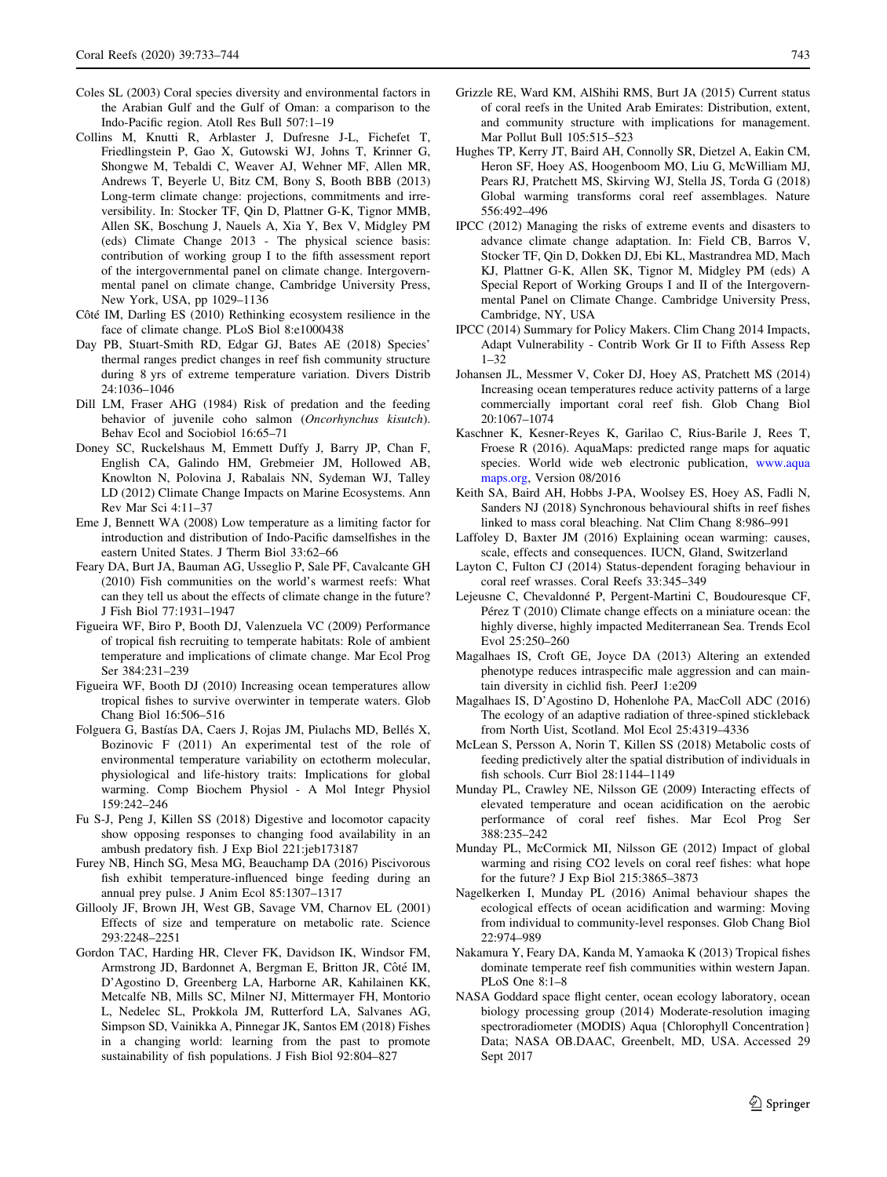Coles SL (2003) Coral species diversity and environmental factors in the Arabian Gulf and the Gulf of Oman: a comparison to the Indo-Pacific region. Atoll Res Bull 507:1–19

Collins M, Knutti R, Arblaster J, Dufresne J-L, Fichefet T, Friedlingstein P, Gao X, Gutowski WJ, Johns T, Krinner G, Shongwe M, Tebaldi C, Weaver AJ, Wehner MF, Allen MR, Andrews T, Beyerle U, Bitz CM, Bony S, Booth BBB (2013) Long-term climate change: projections, commitments and irreversibility. In: Stocker TF, Qin D, Plattner G-K, Tignor MMB, Allen SK, Boschung J, Nauels A, Xia Y, Bex V, Midgley PM (eds) Climate Change 2013 - The physical science basis: contribution of working group I to the fifth assessment report of the intergovernmental panel on climate change. Intergovernmental panel on climate change, Cambridge University Press, New York, USA, pp 1029–1136

Côté IM, Darling ES (2010) Rethinking ecosystem resilience in the face of climate change. PLoS Biol 8:e1000438

Day PB, Stuart-Smith RD, Edgar GJ, Bates AE (2018) Species' thermal ranges predict changes in reef fish community structure during 8 yrs of extreme temperature variation. Divers Distrib 24:1036–1046

Dill LM, Fraser AHG (1984) Risk of predation and the feeding behavior of juvenile coho salmon (*Oncorhynchus kisutch*). Behav Ecol and Sociobiol 16:65–71

Doney SC, Ruckelshaus M, Emmett Duffy J, Barry JP, Chan F, English CA, Galindo HM, Grebmeier JM, Hollowed AB, Knowlton N, Polovina J, Rabalais NN, Sydeman WJ, Talley LD (2012) Climate Change Impacts on Marine Ecosystems. Ann Rev Mar Sci 4:11–37

Eme J, Bennett WA (2008) Low temperature as a limiting factor for introduction and distribution of Indo-Pacific damselfishes in the eastern United States. J Therm Biol 33:62–66

Feary DA, Burt JA, Bauman AG, Usseglio P, Sale PF, Cavalcante GH (2010) Fish communities on the world's warmest reefs: What can they tell us about the effects of climate change in the future? J Fish Biol 77:1931–1947

Figueira WF, Biro P, Booth DJ, Valenzuela VC (2009) Performance of tropical fish recruiting to temperate habitats: Role of ambient temperature and implications of climate change. Mar Ecol Prog Ser 384:231–239

Figueira WF, Booth DJ (2010) Increasing ocean temperatures allow tropical fishes to survive overwinter in temperate waters. Glob Chang Biol 16:506–516

Folguera G, Bastías DA, Caers J, Rojas JM, Piulachs MD, Bellés X, Bozinovic F (2011) An experimental test of the role of environmental temperature variability on ectotherm molecular, physiological and life-history traits: Implications for global warming. Comp Biochem Physiol - A Mol Integr Physiol 159:242–246

Fu S-J, Peng J, Killen SS (2018) Digestive and locomotor capacity show opposing responses to changing food availability in an ambush predatory fish. J Exp Biol 221:jeb173187

Furey NB, Hinch SG, Mesa MG, Beauchamp DA (2016) Piscivorous fish exhibit temperature-influenced binge feeding during an annual prey pulse. J Anim Ecol 85:1307–1317

Gillooly JF, Brown JH, West GB, Savage VM, Charnov EL (2001) Effects of size and temperature on metabolic rate. Science 293:2248–2251

Gordon TAC, Harding HR, Clever FK, Davidson IK, Windsor FM, Armstrong JD, Bardonnet A, Bergman E, Britton JR, Côté IM, D'Agostino D, Greenberg LA, Harborne AR, Kahilainen KK, Metcalfe NB, Mills SC, Milner NJ, Mittermayer FH, Montorio L, Nedelec SL, Prokkola JM, Rutterford LA, Salvanes AG, Simpson SD, Vainikka A, Pinnegar JK, Santos EM (2018) Fishes in a changing world: learning from the past to promote sustainability of fish populations. J Fish Biol 92:804–827

Grizzle RE, Ward KM, AlShihi RMS, Burt JA (2015) Current status of coral reefs in the United Arab Emirates: Distribution, extent, and community structure with implications for management. Mar Pollut Bull 105:515–523

Hughes TP, Kerry JT, Baird AH, Connolly SR, Dietzel A, Eakin CM, Heron SF, Hoey AS, Hoogenboom MO, Liu G, McWilliam MJ, Pears RJ, Pratchett MS, Skirving WJ, Stella JS, Torda G (2018) Global warming transforms coral reef assemblages. Nature 556:492–496

IPCC (2012) Managing the risks of extreme events and disasters to advance climate change adaptation. In: Field CB, Barros V, Stocker TF, Qin D, Dokken DJ, Ebi KL, Mastrandrea MD, Mach KJ, Plattner G-K, Allen SK, Tignor M, Midgley PM (eds) A Special Report of Working Groups I and II of the Intergovernmental Panel on Climate Change. Cambridge University Press, Cambridge, NY, USA

IPCC (2014) Summary for Policy Makers. Clim Chang 2014 Impacts, Adapt Vulnerability - Contrib Work Gr II to Fifth Assess Rep 1–32

Johansen JL, Messmer V, Coker DJ, Hoey AS, Pratchett MS (2014) Increasing ocean temperatures reduce activity patterns of a large commercially important coral reef fish. Glob Chang Biol 20:1067–1074

Kaschner K, Kesner-Reyes K, Garilao C, Rius-Barile J, Rees T, Froese R (2016). AquaMaps: predicted range maps for aquatic species. World wide web electronic publication, www.aquamaps.org, Version 08/2016

Keith SA, Baird AH, Hobbs J-PA, Woolsey ES, Hoey AS, Fadli N, Sanders NJ (2018) Synchronous behavioural shifts in reef fishes linked to mass coral bleaching. Nat Clim Chang 8:986–991

Laffoley D, Baxter JM (2016) Explaining ocean warming: causes, scale, effects and consequences. IUCN, Gland, Switzerland

Layton C, Fulton CJ (2014) Status-dependent foraging behaviour in coral reef wrasses. Coral Reefs 33:345–349

Lejeusne C, Chevaldonné P, Pergent-Martini C, Boudouresque CF, Pérez T (2010) Climate change effects on a miniature ocean: the highly diverse, highly impacted Mediterranean Sea. Trends Ecol Evol 25:250–260

Magalhaes IS, Croft GE, Joyce DA (2013) Altering an extended phenotype reduces intraspecific male aggression and can maintain diversity in cichlid fish. PeerJ 1:e209

Magalhaes IS, D'Agostino D, Hohenlohe PA, MacColl ADC (2016) The ecology of an adaptive radiation of three-spined stickleback from North Uist, Scotland. Mol Ecol 25:4319–4336

McLean S, Persson A, Norin T, Killen SS (2018) Metabolic costs of feeding predictively alter the spatial distribution of individuals in fish schools. Curr Biol 28:1144–1149

Munday PL, Crawley NE, Nilsson GE (2009) Interacting effects of elevated temperature and ocean acidification on the aerobic performance of coral reef fishes. Mar Ecol Prog Ser 388:235–242

Munday PL, McCormick MI, Nilsson GE (2012) Impact of global warming and rising CO2 levels on coral reef fishes: what hope for the future? J Exp Biol 215:3865–3873

Nagelkerken I, Munday PL (2016) Animal behaviour shapes the ecological effects of ocean acidification and warming: Moving from individual to community-level responses. Glob Chang Biol 22:974–989

Nakamura Y, Feary DA, Kanda M, Yamaoka K (2013) Tropical fishes dominate temperate reef fish communities within western Japan. PLoS One 8:1–8

NASA Goddard space flight center, ocean ecology laboratory, ocean biology processing group (2014) Moderate-resolution imaging spectroradiometer (MODIS) Aqua {Chlorophyll Concentration} Data; NASA OB.DAAC, Greenbelt, MD, USA. Accessed 29 Sept 2017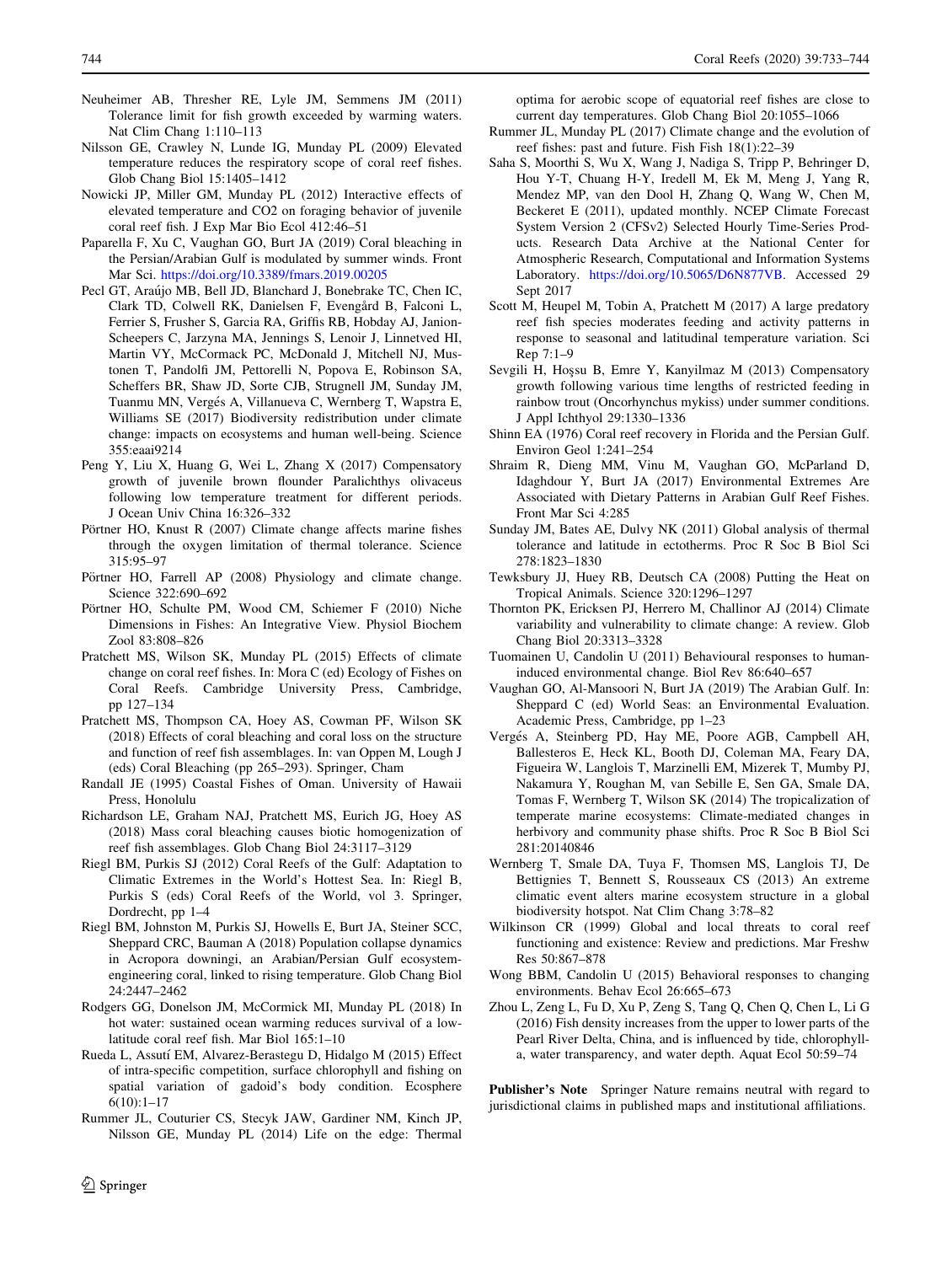Neuheimer AB, Thresher RE, Lyle JM, Semmens JM (2011) Tolerance limit for fish growth exceeded by warming waters. Nat Clim Chang 1:110–113

Nilsson GE, Crawley N, Lunde IG, Munday PL (2009) Elevated temperature reduces the respiratory scope of coral reef fishes. Glob Chang Biol 15:1405–1412

Nowicki JP, Miller GM, Munday PL (2012) Interactive effects of elevated temperature and CO2 on foraging behavior of juvenile coral reef fish. J Exp Mar Bio Ecol 412:46–51

Paparella F, Xu C, Vaughan GO, Burt JA (2019) Coral bleaching in the Persian/Arabian Gulf is modulated by summer winds. Front Mar Sci. https://doi.org/10.3389/fmars.2019.00205

Pecl GT, Araújo MB, Bell JD, Blanchard J, Bonebrake TC, Chen IC, Clark TD, Colwell RK, Danielsen F, Evengård B, Falconi L, Ferrier S, Frusher S, Garcia RA, Griffis RB, Hobday AJ, Janion-Scheepers C, Jarzyna MA, Jennings S, Lenoir J, Linnetved HI, Martin VY, McCormack PC, McDonald J, Mitchell NJ, Mustonen T, Pandolfi JM, Pettorelli N, Popova E, Robinson SA, Scheffers BR, Shaw JD, Sorte CJB, Strugnell JM, Sunday JM, Tuanmu MN, Vergés A, Villanueva C, Wernberg T, Wapstra E, Williams SE (2017) Biodiversity redistribution under climate change: impacts on ecosystems and human well-being. Science 355:eaai9214

Peng Y, Liu X, Huang G, Wei L, Zhang X (2017) Compensatory growth of juvenile brown flounder Paralichthys olivaceus following low temperature treatment for different periods. J Ocean Univ China 16:326–332

Pörtner HO, Knust R (2007) Climate change affects marine fishes through the oxygen limitation of thermal tolerance. Science 315:95–97

Pörtner HO, Farrell AP (2008) Physiology and climate change. Science 322:690–692

Pörtner HO, Schulte PM, Wood CM, Schiemer F (2010) Niche Dimensions in Fishes: An Integrative View. Physiol Biochem Zool 83:808–826

Pratchett MS, Wilson SK, Munday PL (2015) Effects of climate change on coral reef fishes. In: Mora C (ed) Ecology of Fishes on Coral Reefs. Cambridge University Press, Cambridge, pp 127–134

Pratchett MS, Thompson CA, Hoey AS, Cowman PF, Wilson SK (2018) Effects of coral bleaching and coral loss on the structure and function of reef fish assemblages. In: van Oppen M, Lough J (eds) Coral Bleaching (pp 265–293). Springer, Cham

Randall JE (1995) Coastal Fishes of Oman. University of Hawaii Press, Honolulu

Richardson LE, Graham NAJ, Pratchett MS, Eurich JG, Hoey AS (2018) Mass coral bleaching causes biotic homogenization of reef fish assemblages. Glob Chang Biol 24:3117–3129

Riegl BM, Purkis SJ (2012) Coral Reefs of the Gulf: Adaptation to Climatic Extremes in the World's Hottest Sea. In: Riegl B, Purkis S (eds) Coral Reefs of the World, vol 3. Springer, Dordrecht, pp 1–4

Riegl BM, Johnston M, Purkis SJ, Howells E, Burt JA, Steiner SCC, Sheppard CRC, Bauman A (2018) Population collapse dynamics in Acropora downingi, an Arabian/Persian Gulf ecosystem-engineering coral, linked to rising temperature. Glob Chang Biol 24:2447–2462

Rodgers GG, Donelson JM, McCormick MI, Munday PL (2018) In hot water: sustained ocean warming reduces survival of a low-latitude coral reef fish. Mar Biol 165:1–10

Rueda L, Assutí EM, Alvarez-Berastegu D, Hidalgo M (2015) Effect of intra-specific competition, surface chlorophyll and fishing on spatial variation of gadoid's body condition. Ecosphere 6(10):1–17

Rummer JL, Couturier CS, Stecyk JAW, Gardiner NM, Kinch JP, Nilsson GE, Munday PL (2014) Life on the edge: Thermal optima for aerobic scope of equatorial reef fishes are close to current day temperatures. Glob Chang Biol 20:1055–1066

Rummer JL, Munday PL (2017) Climate change and the evolution of reef fishes: past and future. Fish Fish 18(1):22–39

Saha S, Moorthi S, Wu X, Wang J, Nadiga S, Tripp P, Behringer D, Hou Y-T, Chuang H-Y, Iredell M, Ek M, Meng J, Yang R, Mendez MP, van den Dool H, Zhang Q, Wang W, Chen M, Beckeret E (2011), updated monthly. NCEP Climate Forecast System Version 2 (CFSv2) Selected Hourly Time-Series Products. Research Data Archive at the National Center for Atmospheric Research, Computational and Information Systems Laboratory. https://doi.org/10.5065/D6N877VB. Accessed 29 Sept 2017

Scott M, Heupel M, Tobin A, Pratchett M (2017) A large predatory reef fish species moderates feeding and activity patterns in response to seasonal and latitudinal temperature variation. Sci Rep 7:1–9

Sevgili H, Hoşsu B, Emre Y, Kanyilmaz M (2013) Compensatory growth following various time lengths of restricted feeding in rainbow trout (Oncorhynchus mykiss) under summer conditions. J Appl Ichthyol 29:1330–1336

Shinn EA (1976) Coral reef recovery in Florida and the Persian Gulf. Environ Geol 1:241–254

Shraim R, Dieng MM, Vinu M, Vaughan GO, McParland D, Idaghdour Y, Burt JA (2017) Environmental Extremes Are Associated with Dietary Patterns in Arabian Gulf Reef Fishes. Front Mar Sci 4:285

Sunday JM, Bates AE, Dulvy NK (2011) Global analysis of thermal tolerance and latitude in ectotherms. Proc R Soc B Biol Sci 278:1823–1830

Tewksbury JJ, Huey RB, Deutsch CA (2008) Putting the Heat on Tropical Animals. Science 320:1296–1297

Thornton PK, Ericksen PJ, Herrero M, Challinor AJ (2014) Climate variability and vulnerability to climate change: A review. Glob Chang Biol 20:3313–3328

Tuomainen U, Candolin U (2011) Behavioural responses to human-induced environmental change. Biol Rev 86:640–657

Vaughan GO, Al-Mansoori N, Burt JA (2019) The Arabian Gulf. In: Sheppard C (ed) World Seas: an Environmental Evaluation. Academic Press, Cambridge, pp 1–23

Vergés A, Steinberg PD, Hay ME, Poore AGB, Campbell AH, Ballesteros E, Heck KL, Booth DJ, Coleman MA, Feary DA, Figueira W, Langlois T, Marzinelli EM, Mizerek T, Mumby PJ, Nakamura Y, Roughan M, van Sebille E, Sen GA, Smale DA, Tomas F, Wernberg T, Wilson SK (2014) The tropicalization of temperate marine ecosystems: Climate-mediated changes in herbivory and community phase shifts. Proc R Soc B Biol Sci 281:20140846

Wernberg T, Smale DA, Tuya F, Thomsen MS, Langlois TJ, De Bettignies T, Bennett S, Rousseaux CS (2013) An extreme climatic event alters marine ecosystem structure in a global biodiversity hotspot. Nat Clim Chang 3:78–82

Wilkinson CR (1999) Global and local threats to coral reef functioning and existence: Review and predictions. Mar Freshw Res 50:867–878

Wong BBM, Candolin U (2015) Behavioral responses to changing environments. Behav Ecol 26:665–673

Zhou L, Zeng L, Fu D, Xu P, Zeng S, Tang Q, Chen Q, Chen L, Li G (2016) Fish density increases from the upper to lower parts of the Pearl River Delta, China, and is influenced by tide, chlorophyll-a, water transparency, and water depth. Aquat Ecol 50:59–74

**Publisher's Note** Springer Nature remains neutral with regard to jurisdictional claims in published maps and institutional affiliations.